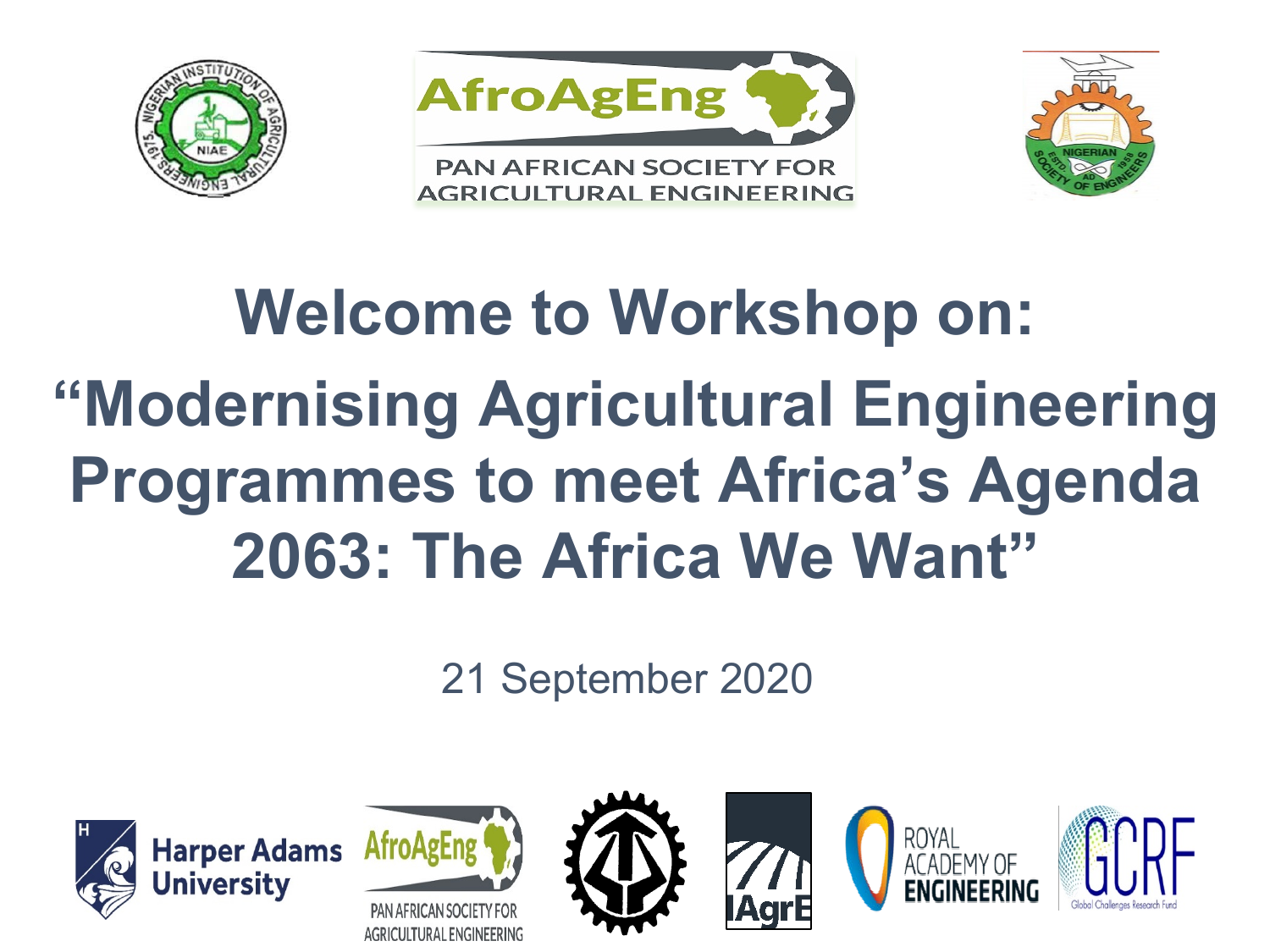PAN AFRICAN SOCIETY FOR AGRICULTURAL ENGINEERING

# Welcome to Workshop on:

# "Modernising Agricultural Engineering Programmes to meet Africa's Agenda 2063: The Africa We Want"

21 September 2020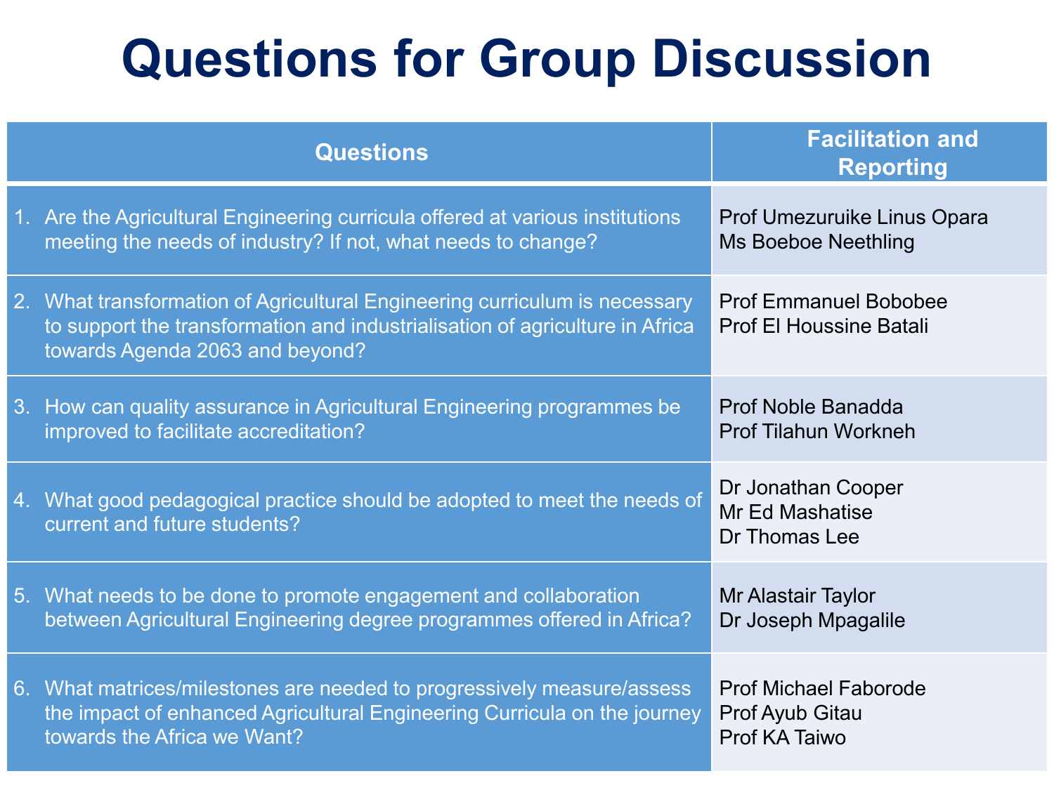# Questions for Group Discussion

| Questions | Facilitation and Reporting |
| --- | --- |
| 1. Are the Agricultural Engineering curricula offered at various institutions meeting the needs of industry? If not, what needs to change? | Prof Umezuruike Linus Opara<br>Ms Boeboe Neethling |
| 2. What transformation of Agricultural Engineering curriculum is necessary to support the transformation and industrialisation of agriculture in Africa towards Agenda 2063 and beyond? | Prof Emmanuel Bobobee<br>Prof El Houssine Batali |
| 3. How can quality assurance in Agricultural Engineering programmes be improved to facilitate accreditation? | Prof Noble Banadda<br>Prof Tilahun Workneh |
| 4. What good pedagogical practice should be adopted to meet the needs of current and future students? | Dr Jonathan Cooper<br>Mr Ed Mashatise<br>Dr Thomas Lee |
| 5. What needs to be done to promote engagement and collaboration between Agricultural Engineering degree programmes offered in Africa? | Mr Alastair Taylor<br>Dr Joseph Mpagalile |
| 6. What matrices/milestones are needed to progressively measure/assess the impact of enhanced Agricultural Engineering Curricula on the journey towards the Africa we Want? | Prof Michael Faborode<br>Prof Ayub Gitau<br>Prof KA Taiwo |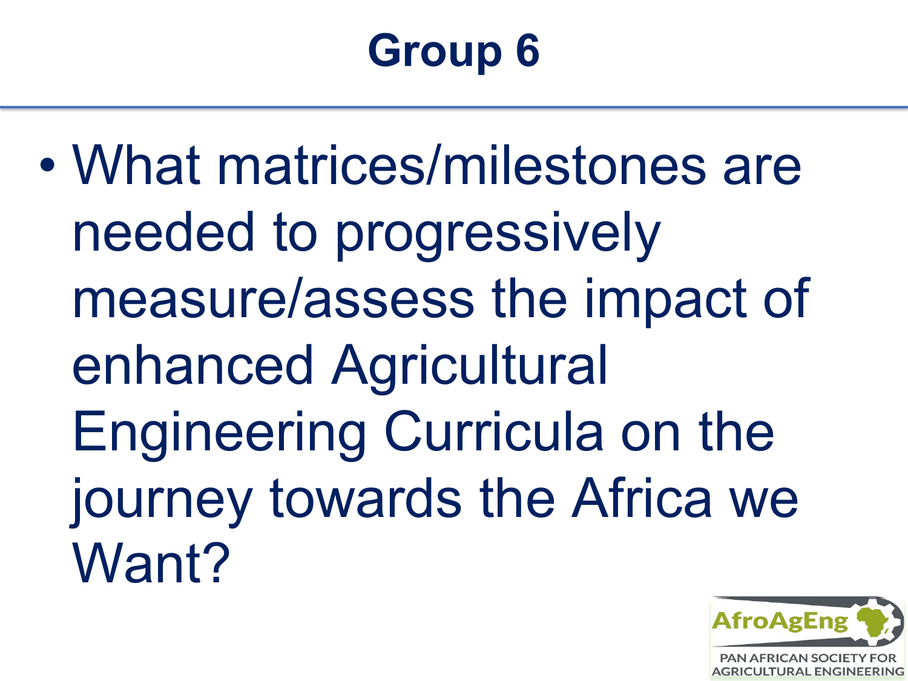# Group 6

- What matrices/milestones are needed to progressively measure/assess the impact of enhanced Agricultural Engineering Curricula on the journey towards the Africa we Want?

AfroAgEng
PAN AFRICAN SOCIETY FOR AGRICULTURAL ENGINEERING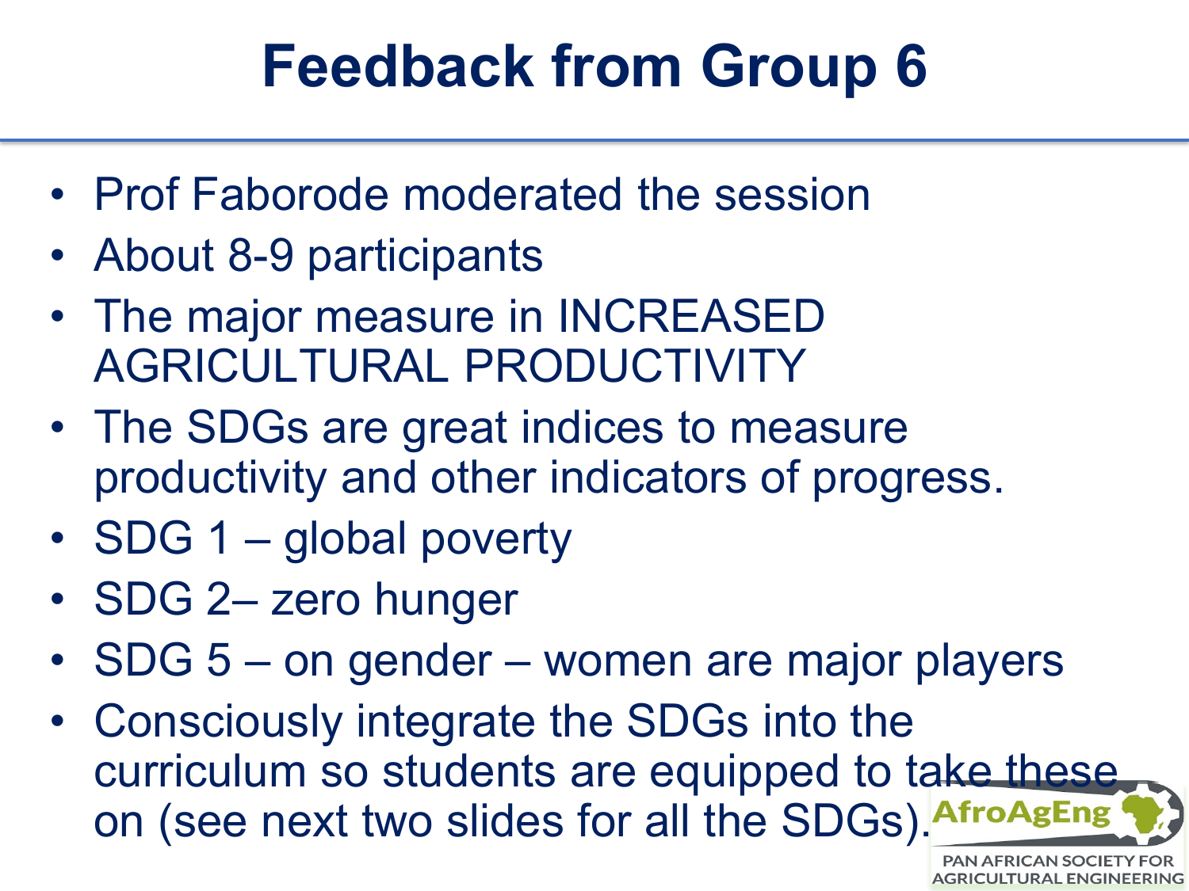# Feedback from Group 6

- Prof Faborode moderated the session
- About 8-9 participants
- The major measure in INCREASED AGRICULTURAL PRODUCTIVITY
- The SDGs are great indices to measure productivity and other indicators of progress.
- SDG 1 – global poverty
- SDG 2– zero hunger
- SDG 5 – on gender – women are major players
- Consciously integrate the SDGs into the curriculum so students are equipped to take these on (see next two slides for all the SDGs).

AfroAgEng
PAN AFRICAN SOCIETY FOR AGRICULTURAL ENGINEERING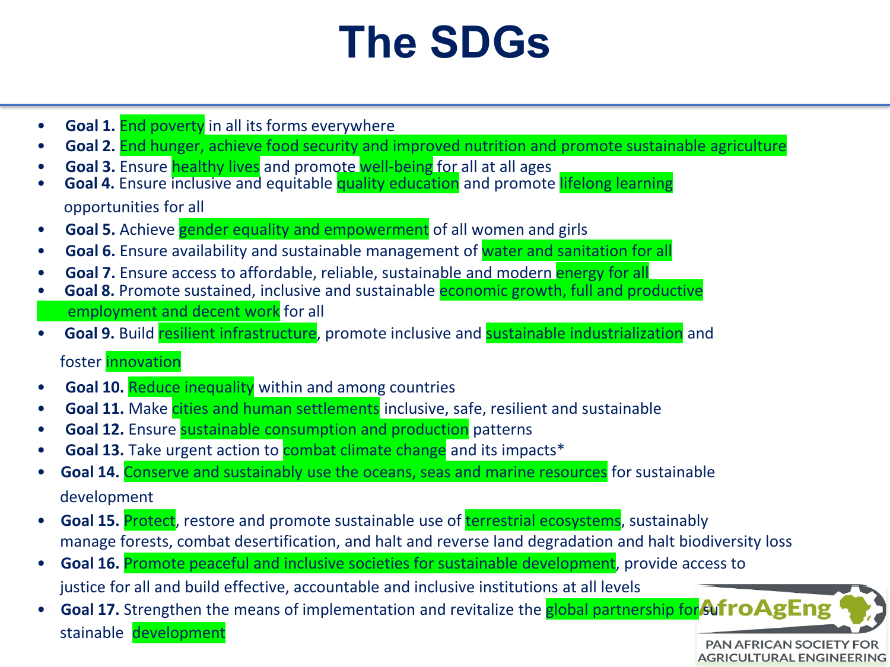# The SDGs

- **Goal 1.** End poverty in all its forms everywhere
- **Goal 2.** End hunger, achieve food security and improved nutrition and promote sustainable agriculture
- **Goal 3.** Ensure healthy lives and promote well-being for all at all ages
- **Goal 4.** Ensure inclusive and equitable quality education and promote lifelong learning opportunities for all
- **Goal 5.** Achieve gender equality and empowerment of all women and girls
- **Goal 6.** Ensure availability and sustainable management of water and sanitation for all
- **Goal 7.** Ensure access to affordable, reliable, sustainable and modern energy for all
- **Goal 8.** Promote sustained, inclusive and sustainable economic growth, full and productive employment and decent work for all
- **Goal 9.** Build resilient infrastructure, promote inclusive and sustainable industrialization and foster innovation
- **Goal 10.** Reduce inequality within and among countries
- **Goal 11.** Make cities and human settlements inclusive, safe, resilient and sustainable
- **Goal 12.** Ensure sustainable consumption and production patterns
- **Goal 13.** Take urgent action to combat climate change and its impacts*
- **Goal 14.** Conserve and sustainably use the oceans, seas and marine resources for sustainable development
- **Goal 15.** Protect, restore and promote sustainable use of terrestrial ecosystems, sustainably manage forests, combat desertification, and halt and reverse land degradation and halt biodiversity loss
- **Goal 16.** Promote peaceful and inclusive societies for sustainable development, provide access to justice for all and build effective, accountable and inclusive institutions at all levels
- **Goal 17.** Strengthen the means of implementation and revitalize the global partnership for sustainable development

AfroAgEng
PAN AFRICAN SOCIETY FOR AGRICULTURAL ENGINEERING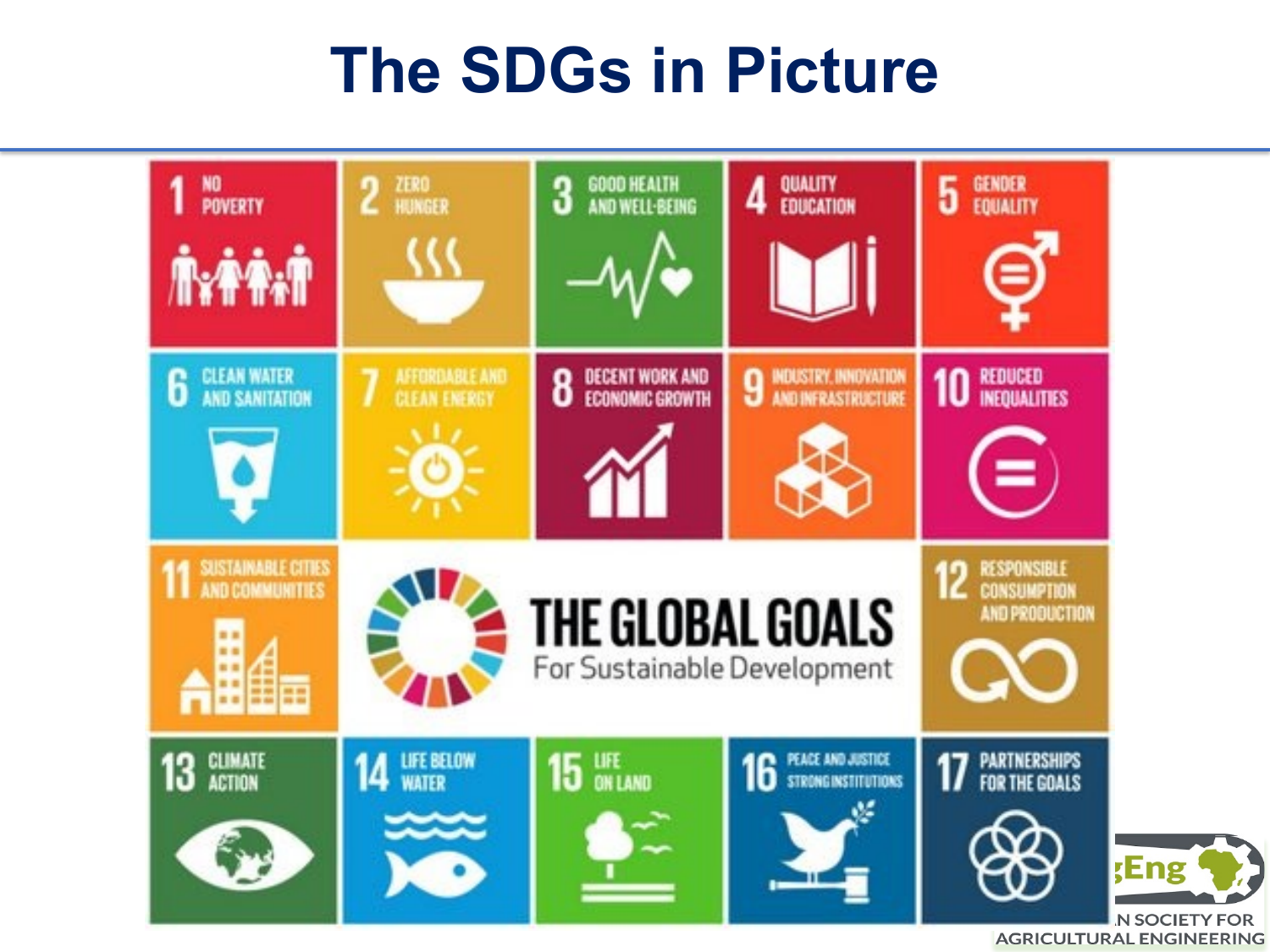# The SDGs in Picture

1. NO POVERTY
2. ZERO HUNGER
3. GOOD HEALTH AND WELL-BEING
4. QUALITY EDUCATION
5. GENDER EQUALITY
6. CLEAN WATER AND SANITATION
7. AFFORDABLE AND CLEAN ENERGY
8. DECENT WORK AND ECONOMIC GROWTH
9. INDUSTRY, INNOVATION AND INFRASTRUCTURE
10. REDUCED INEQUALITIES
11. SUSTAINABLE CITIES AND COMMUNITIES
12. RESPONSIBLE CONSUMPTION AND PRODUCTION
13. CLIMATE ACTION
14. LIFE BELOW WATER
15. LIFE ON LAND
16. PEACE AND JUSTICE STRONG INSTITUTIONS
17. PARTNERSHIPS FOR THE GOALS

THE GLOBAL GOALS
For Sustainable Development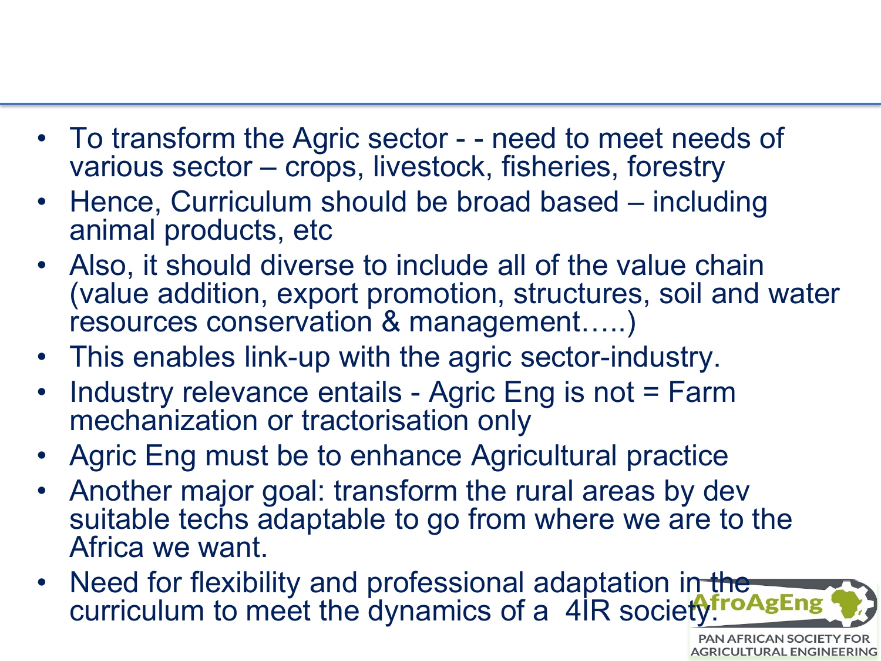- To transform the Agric sector - - need to meet needs of various sector – crops, livestock, fisheries, forestry
- Hence, Curriculum should be broad based – including animal products, etc
- Also, it should diverse to include all of the value chain (value addition, export promotion, structures, soil and water resources conservation & management…..)
- This enables link-up with the agric sector-industry.
- Industry relevance entails - Agric Eng is not = Farm mechanization or tractorisation only
- Agric Eng must be to enhance Agricultural practice
- Another major goal: transform the rural areas by dev suitable techs adaptable to go from where we are to the Africa we want.
- Need for flexibility and professional adaptation in the curriculum to meet the dynamics of a 4IR society.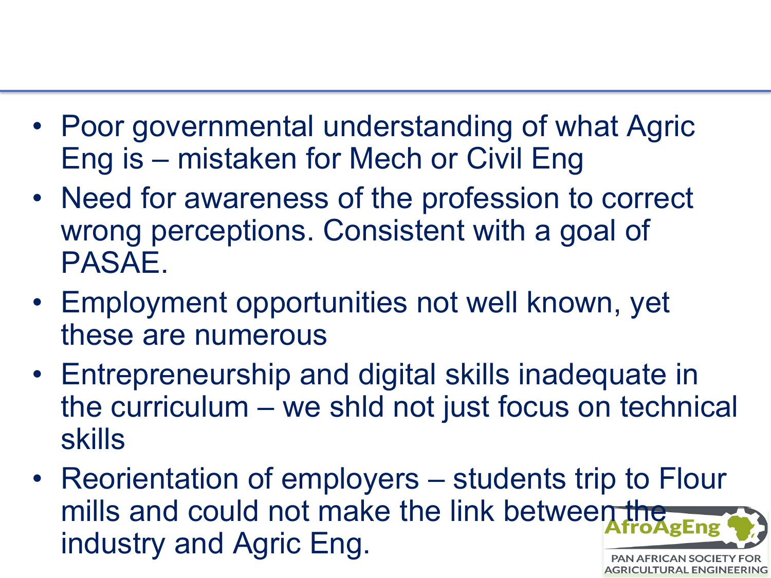- Poor governmental understanding of what Agric Eng is – mistaken for Mech or Civil Eng
- Need for awareness of the profession to correct wrong perceptions. Consistent with a goal of PASAE.
- Employment opportunities not well known, yet these are numerous
- Entrepreneurship and digital skills inadequate in the curriculum – we shld not just focus on technical skills
- Reorientation of employers – students trip to Flour mills and could not make the link between the industry and Agric Eng.

AfroAgEng
PAN AFRICAN SOCIETY FOR AGRICULTURAL ENGINEERING